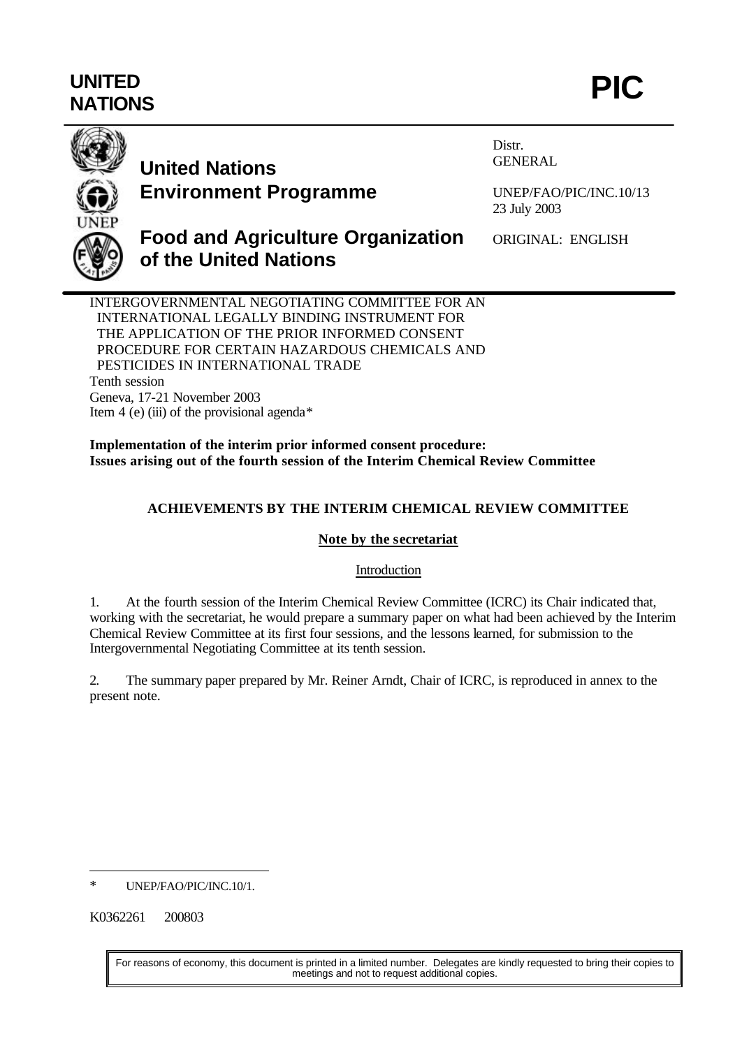# UNITED NATIONS

# PIC

**United Nations Environment Programme**

**Food and Agriculture Organization of the United Nations**

Distr.
GENERAL

UNEP/FAO/PIC/INC.10/13
23 July 2003

ORIGINAL: ENGLISH

INTERGOVERNMENTAL NEGOTIATING COMMITTEE FOR AN INTERNATIONAL LEGALLY BINDING INSTRUMENT FOR THE APPLICATION OF THE PRIOR INFORMED CONSENT PROCEDURE FOR CERTAIN HAZARDOUS CHEMICALS AND PESTICIDES IN INTERNATIONAL TRADE
Tenth session
Geneva, 17-21 November 2003
Item 4 (e) (iii) of the provisional agenda*

**Implementation of the interim prior informed consent procedure: Issues arising out of the fourth session of the Interim Chemical Review Committee**

## ACHIEVEMENTS BY THE INTERIM CHEMICAL REVIEW COMMITTEE

### Note by the secretariat

Introduction

1. At the fourth session of the Interim Chemical Review Committee (ICRC) its Chair indicated that, working with the secretariat, he would prepare a summary paper on what had been achieved by the Interim Chemical Review Committee at its first four sessions, and the lessons learned, for submission to the Intergovernmental Negotiating Committee at its tenth session.

2. The summary paper prepared by Mr. Reiner Arndt, Chair of ICRC, is reproduced in annex to the present note.

\* UNEP/FAO/PIC/INC.10/1.

K0362261 200803

For reasons of economy, this document is printed in a limited number. Delegates are kindly requested to bring their copies to meetings and not to request additional copies.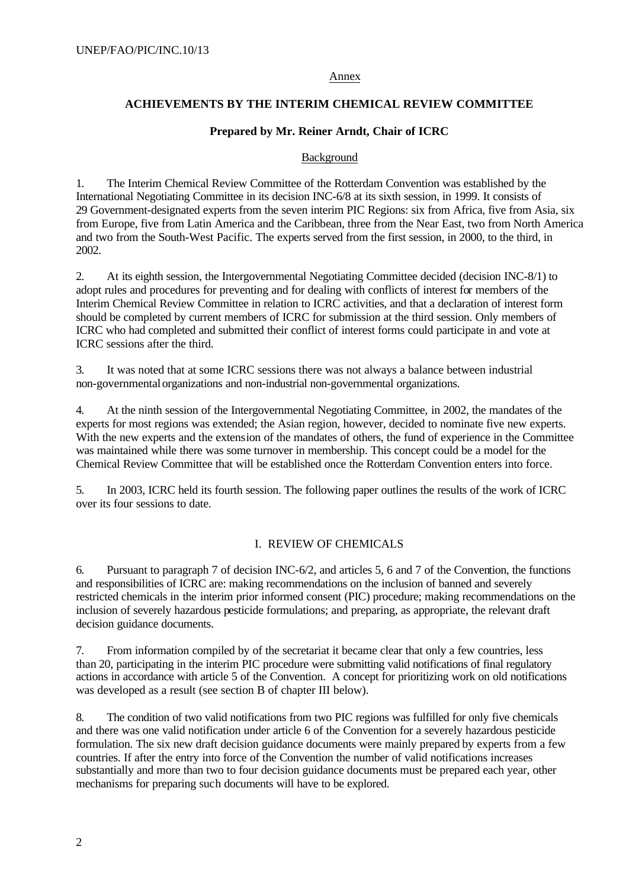Annex

## ACHIEVEMENTS BY THE INTERIM CHEMICAL REVIEW COMMITTEE

**Prepared by Mr. Reiner Arndt, Chair of ICRC**

### Background

1. The Interim Chemical Review Committee of the Rotterdam Convention was established by the International Negotiating Committee in its decision INC-6/8 at its sixth session, in 1999. It consists of 29 Government-designated experts from the seven interim PIC Regions: six from Africa, five from Asia, six from Europe, five from Latin America and the Caribbean, three from the Near East, two from North America and two from the South-West Pacific. The experts served from the first session, in 2000, to the third, in 2002.

2. At its eighth session, the Intergovernmental Negotiating Committee decided (decision INC-8/1) to adopt rules and procedures for preventing and for dealing with conflicts of interest for members of the Interim Chemical Review Committee in relation to ICRC activities, and that a declaration of interest form should be completed by current members of ICRC for submission at the third session. Only members of ICRC who had completed and submitted their conflict of interest forms could participate in and vote at ICRC sessions after the third.

3. It was noted that at some ICRC sessions there was not always a balance between industrial non-governmental organizations and non-industrial non-governmental organizations.

4. At the ninth session of the Intergovernmental Negotiating Committee, in 2002, the mandates of the experts for most regions was extended; the Asian region, however, decided to nominate five new experts. With the new experts and the extension of the mandates of others, the fund of experience in the Committee was maintained while there was some turnover in membership. This concept could be a model for the Chemical Review Committee that will be established once the Rotterdam Convention enters into force.

5. In 2003, ICRC held its fourth session. The following paper outlines the results of the work of ICRC over its four sessions to date.

## I. REVIEW OF CHEMICALS

6. Pursuant to paragraph 7 of decision INC-6/2, and articles 5, 6 and 7 of the Convention, the functions and responsibilities of ICRC are: making recommendations on the inclusion of banned and severely restricted chemicals in the interim prior informed consent (PIC) procedure; making recommendations on the inclusion of severely hazardous pesticide formulations; and preparing, as appropriate, the relevant draft decision guidance documents.

7. From information compiled by of the secretariat it became clear that only a few countries, less than 20, participating in the interim PIC procedure were submitting valid notifications of final regulatory actions in accordance with article 5 of the Convention. A concept for prioritizing work on old notifications was developed as a result (see section B of chapter III below).

8. The condition of two valid notifications from two PIC regions was fulfilled for only five chemicals and there was one valid notification under article 6 of the Convention for a severely hazardous pesticide formulation. The six new draft decision guidance documents were mainly prepared by experts from a few countries. If after the entry into force of the Convention the number of valid notifications increases substantially and more than two to four decision guidance documents must be prepared each year, other mechanisms for preparing such documents will have to be explored.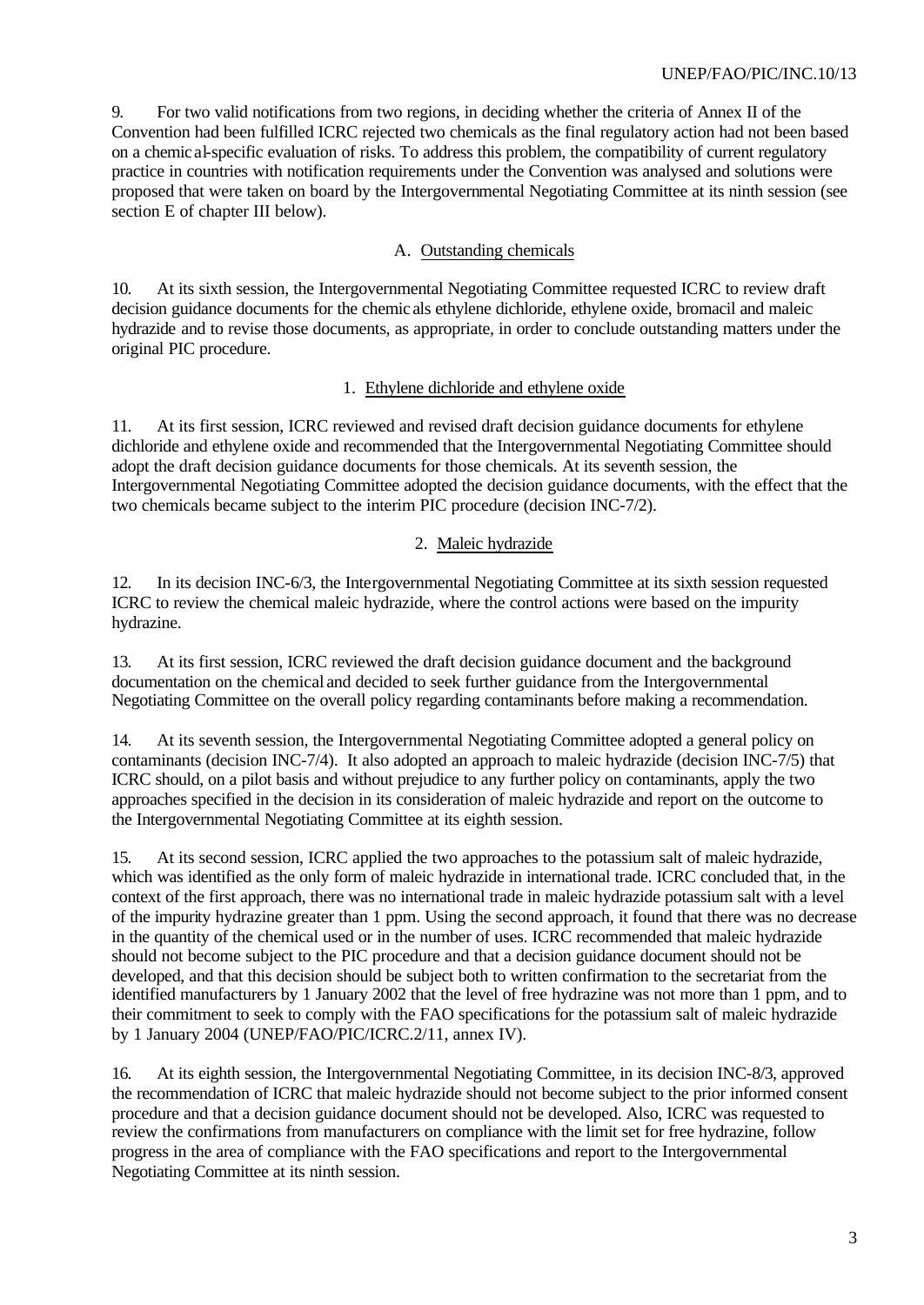9. For two valid notifications from two regions, in deciding whether the criteria of Annex II of the Convention had been fulfilled ICRC rejected two chemicals as the final regulatory action had not been based on a chemical-specific evaluation of risks. To address this problem, the compatibility of current regulatory practice in countries with notification requirements under the Convention was analysed and solutions were proposed that were taken on board by the Intergovernmental Negotiating Committee at its ninth session (see section E of chapter III below).

## A. Outstanding chemicals

10. At its sixth session, the Intergovernmental Negotiating Committee requested ICRC to review draft decision guidance documents for the chemicals ethylene dichloride, ethylene oxide, bromacil and maleic hydrazide and to revise those documents, as appropriate, in order to conclude outstanding matters under the original PIC procedure.

### 1. Ethylene dichloride and ethylene oxide

11. At its first session, ICRC reviewed and revised draft decision guidance documents for ethylene dichloride and ethylene oxide and recommended that the Intergovernmental Negotiating Committee should adopt the draft decision guidance documents for those chemicals. At its seventh session, the Intergovernmental Negotiating Committee adopted the decision guidance documents, with the effect that the two chemicals became subject to the interim PIC procedure (decision INC-7/2).

### 2. Maleic hydrazide

12. In its decision INC-6/3, the Intergovernmental Negotiating Committee at its sixth session requested ICRC to review the chemical maleic hydrazide, where the control actions were based on the impurity hydrazine.

13. At its first session, ICRC reviewed the draft decision guidance document and the background documentation on the chemical and decided to seek further guidance from the Intergovernmental Negotiating Committee on the overall policy regarding contaminants before making a recommendation.

14. At its seventh session, the Intergovernmental Negotiating Committee adopted a general policy on contaminants (decision INC-7/4). It also adopted an approach to maleic hydrazide (decision INC-7/5) that ICRC should, on a pilot basis and without prejudice to any further policy on contaminants, apply the two approaches specified in the decision in its consideration of maleic hydrazide and report on the outcome to the Intergovernmental Negotiating Committee at its eighth session.

15. At its second session, ICRC applied the two approaches to the potassium salt of maleic hydrazide, which was identified as the only form of maleic hydrazide in international trade. ICRC concluded that, in the context of the first approach, there was no international trade in maleic hydrazide potassium salt with a level of the impurity hydrazine greater than 1 ppm. Using the second approach, it found that there was no decrease in the quantity of the chemical used or in the number of uses. ICRC recommended that maleic hydrazide should not become subject to the PIC procedure and that a decision guidance document should not be developed, and that this decision should be subject both to written confirmation to the secretariat from the identified manufacturers by 1 January 2002 that the level of free hydrazine was not more than 1 ppm, and to their commitment to seek to comply with the FAO specifications for the potassium salt of maleic hydrazide by 1 January 2004 (UNEP/FAO/PIC/ICRC.2/11, annex IV).

16. At its eighth session, the Intergovernmental Negotiating Committee, in its decision INC-8/3, approved the recommendation of ICRC that maleic hydrazide should not become subject to the prior informed consent procedure and that a decision guidance document should not be developed. Also, ICRC was requested to review the confirmations from manufacturers on compliance with the limit set for free hydrazine, follow progress in the area of compliance with the FAO specifications and report to the Intergovernmental Negotiating Committee at its ninth session.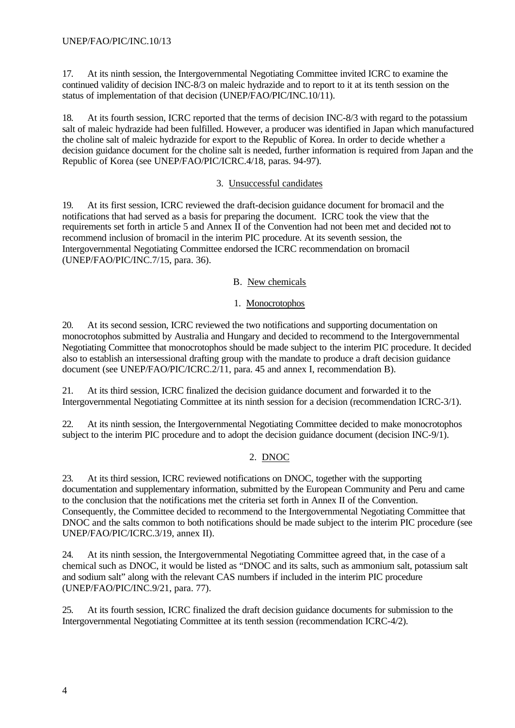17. At its ninth session, the Intergovernmental Negotiating Committee invited ICRC to examine the continued validity of decision INC-8/3 on maleic hydrazide and to report to it at its tenth session on the status of implementation of that decision (UNEP/FAO/PIC/INC.10/11).

18. At its fourth session, ICRC reported that the terms of decision INC-8/3 with regard to the potassium salt of maleic hydrazide had been fulfilled. However, a producer was identified in Japan which manufactured the choline salt of maleic hydrazide for export to the Republic of Korea. In order to decide whether a decision guidance document for the choline salt is needed, further information is required from Japan and the Republic of Korea (see UNEP/FAO/PIC/ICRC.4/18, paras. 94-97).

### 3. Unsuccessful candidates

19. At its first session, ICRC reviewed the draft-decision guidance document for bromacil and the notifications that had served as a basis for preparing the document. ICRC took the view that the requirements set forth in article 5 and Annex II of the Convention had not been met and decided not to recommend inclusion of bromacil in the interim PIC procedure. At its seventh session, the Intergovernmental Negotiating Committee endorsed the ICRC recommendation on bromacil (UNEP/FAO/PIC/INC.7/15, para. 36).

## B. New chemicals

### 1. Monocrotophos

20. At its second session, ICRC reviewed the two notifications and supporting documentation on monocrotophos submitted by Australia and Hungary and decided to recommend to the Intergovernmental Negotiating Committee that monocrotophos should be made subject to the interim PIC procedure. It decided also to establish an intersessional drafting group with the mandate to produce a draft decision guidance document (see UNEP/FAO/PIC/ICRC.2/11, para. 45 and annex I, recommendation B).

21. At its third session, ICRC finalized the decision guidance document and forwarded it to the Intergovernmental Negotiating Committee at its ninth session for a decision (recommendation ICRC-3/1).

22. At its ninth session, the Intergovernmental Negotiating Committee decided to make monocrotophos subject to the interim PIC procedure and to adopt the decision guidance document (decision INC-9/1).

### 2. DNOC

23. At its third session, ICRC reviewed notifications on DNOC, together with the supporting documentation and supplementary information, submitted by the European Community and Peru and came to the conclusion that the notifications met the criteria set forth in Annex II of the Convention. Consequently, the Committee decided to recommend to the Intergovernmental Negotiating Committee that DNOC and the salts common to both notifications should be made subject to the interim PIC procedure (see UNEP/FAO/PIC/ICRC.3/19, annex II).

24. At its ninth session, the Intergovernmental Negotiating Committee agreed that, in the case of a chemical such as DNOC, it would be listed as "DNOC and its salts, such as ammonium salt, potassium salt and sodium salt" along with the relevant CAS numbers if included in the interim PIC procedure (UNEP/FAO/PIC/INC.9/21, para. 77).

25. At its fourth session, ICRC finalized the draft decision guidance documents for submission to the Intergovernmental Negotiating Committee at its tenth session (recommendation ICRC-4/2).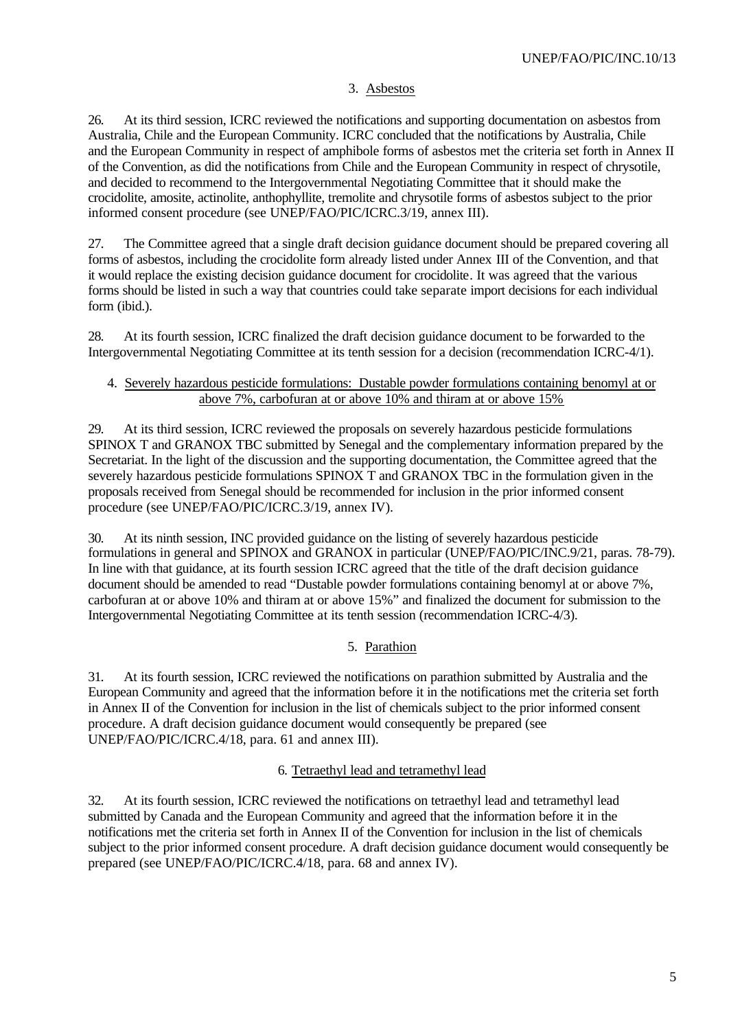### 3. Asbestos

26. At its third session, ICRC reviewed the notifications and supporting documentation on asbestos from Australia, Chile and the European Community. ICRC concluded that the notifications by Australia, Chile and the European Community in respect of amphibole forms of asbestos met the criteria set forth in Annex II of the Convention, as did the notifications from Chile and the European Community in respect of chrysotile, and decided to recommend to the Intergovernmental Negotiating Committee that it should make the crocidolite, amosite, actinolite, anthophyllite, tremolite and chrysotile forms of asbestos subject to the prior informed consent procedure (see UNEP/FAO/PIC/ICRC.3/19, annex III).

27. The Committee agreed that a single draft decision guidance document should be prepared covering all forms of asbestos, including the crocidolite form already listed under Annex III of the Convention, and that it would replace the existing decision guidance document for crocidolite. It was agreed that the various forms should be listed in such a way that countries could take separate import decisions for each individual form (ibid.).

28. At its fourth session, ICRC finalized the draft decision guidance document to be forwarded to the Intergovernmental Negotiating Committee at its tenth session for a decision (recommendation ICRC-4/1).

### 4. Severely hazardous pesticide formulations: Dustable powder formulations containing benomyl at or above 7%, carbofuran at or above 10% and thiram at or above 15%

29. At its third session, ICRC reviewed the proposals on severely hazardous pesticide formulations SPINOX T and GRANOX TBC submitted by Senegal and the complementary information prepared by the Secretariat. In the light of the discussion and the supporting documentation, the Committee agreed that the severely hazardous pesticide formulations SPINOX T and GRANOX TBC in the formulation given in the proposals received from Senegal should be recommended for inclusion in the prior informed consent procedure (see UNEP/FAO/PIC/ICRC.3/19, annex IV).

30. At its ninth session, INC provided guidance on the listing of severely hazardous pesticide formulations in general and SPINOX and GRANOX in particular (UNEP/FAO/PIC/INC.9/21, paras. 78-79). In line with that guidance, at its fourth session ICRC agreed that the title of the draft decision guidance document should be amended to read "Dustable powder formulations containing benomyl at or above 7%, carbofuran at or above 10% and thiram at or above 15%" and finalized the document for submission to the Intergovernmental Negotiating Committee at its tenth session (recommendation ICRC-4/3).

### 5. Parathion

31. At its fourth session, ICRC reviewed the notifications on parathion submitted by Australia and the European Community and agreed that the information before it in the notifications met the criteria set forth in Annex II of the Convention for inclusion in the list of chemicals subject to the prior informed consent procedure. A draft decision guidance document would consequently be prepared (see UNEP/FAO/PIC/ICRC.4/18, para. 61 and annex III).

### 6. Tetraethyl lead and tetramethyl lead

32. At its fourth session, ICRC reviewed the notifications on tetraethyl lead and tetramethyl lead submitted by Canada and the European Community and agreed that the information before it in the notifications met the criteria set forth in Annex II of the Convention for inclusion in the list of chemicals subject to the prior informed consent procedure. A draft decision guidance document would consequently be prepared (see UNEP/FAO/PIC/ICRC.4/18, para. 68 and annex IV).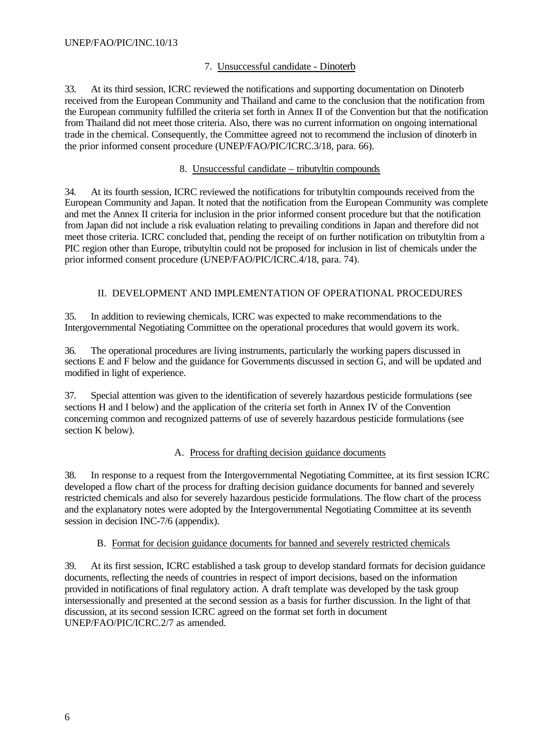### 7. Unsuccessful candidate - Dinoterb

33. At its third session, ICRC reviewed the notifications and supporting documentation on Dinoterb received from the European Community and Thailand and came to the conclusion that the notification from the European community fulfilled the criteria set forth in Annex II of the Convention but that the notification from Thailand did not meet those criteria. Also, there was no current information on ongoing international trade in the chemical. Consequently, the Committee agreed not to recommend the inclusion of dinoterb in the prior informed consent procedure (UNEP/FAO/PIC/ICRC.3/18, para. 66).

### 8. Unsuccessful candidate – tributyltin compounds

34. At its fourth session, ICRC reviewed the notifications for tributyltin compounds received from the European Community and Japan. It noted that the notification from the European Community was complete and met the Annex II criteria for inclusion in the prior informed consent procedure but that the notification from Japan did not include a risk evaluation relating to prevailing conditions in Japan and therefore did not meet those criteria. ICRC concluded that, pending the receipt of on further notification on tributyltin from a PIC region other than Europe, tributyltin could not be proposed for inclusion in list of chemicals under the prior informed consent procedure (UNEP/FAO/PIC/ICRC.4/18, para. 74).

## II. DEVELOPMENT AND IMPLEMENTATION OF OPERATIONAL PROCEDURES

35. In addition to reviewing chemicals, ICRC was expected to make recommendations to the Intergovernmental Negotiating Committee on the operational procedures that would govern its work.

36. The operational procedures are living instruments, particularly the working papers discussed in sections E and F below and the guidance for Governments discussed in section G, and will be updated and modified in light of experience.

37. Special attention was given to the identification of severely hazardous pesticide formulations (see sections H and I below) and the application of the criteria set forth in Annex IV of the Convention concerning common and recognized patterns of use of severely hazardous pesticide formulations (see section K below).

### A. Process for drafting decision guidance documents

38. In response to a request from the Intergovernmental Negotiating Committee, at its first session ICRC developed a flow chart of the process for drafting decision guidance documents for banned and severely restricted chemicals and also for severely hazardous pesticide formulations. The flow chart of the process and the explanatory notes were adopted by the Intergovernmental Negotiating Committee at its seventh session in decision INC-7/6 (appendix).

### B. Format for decision guidance documents for banned and severely restricted chemicals

39. At its first session, ICRC established a task group to develop standard formats for decision guidance documents, reflecting the needs of countries in respect of import decisions, based on the information provided in notifications of final regulatory action. A draft template was developed by the task group intersessionally and presented at the second session as a basis for further discussion. In the light of that discussion, at its second session ICRC agreed on the format set forth in document UNEP/FAO/PIC/ICRC.2/7 as amended.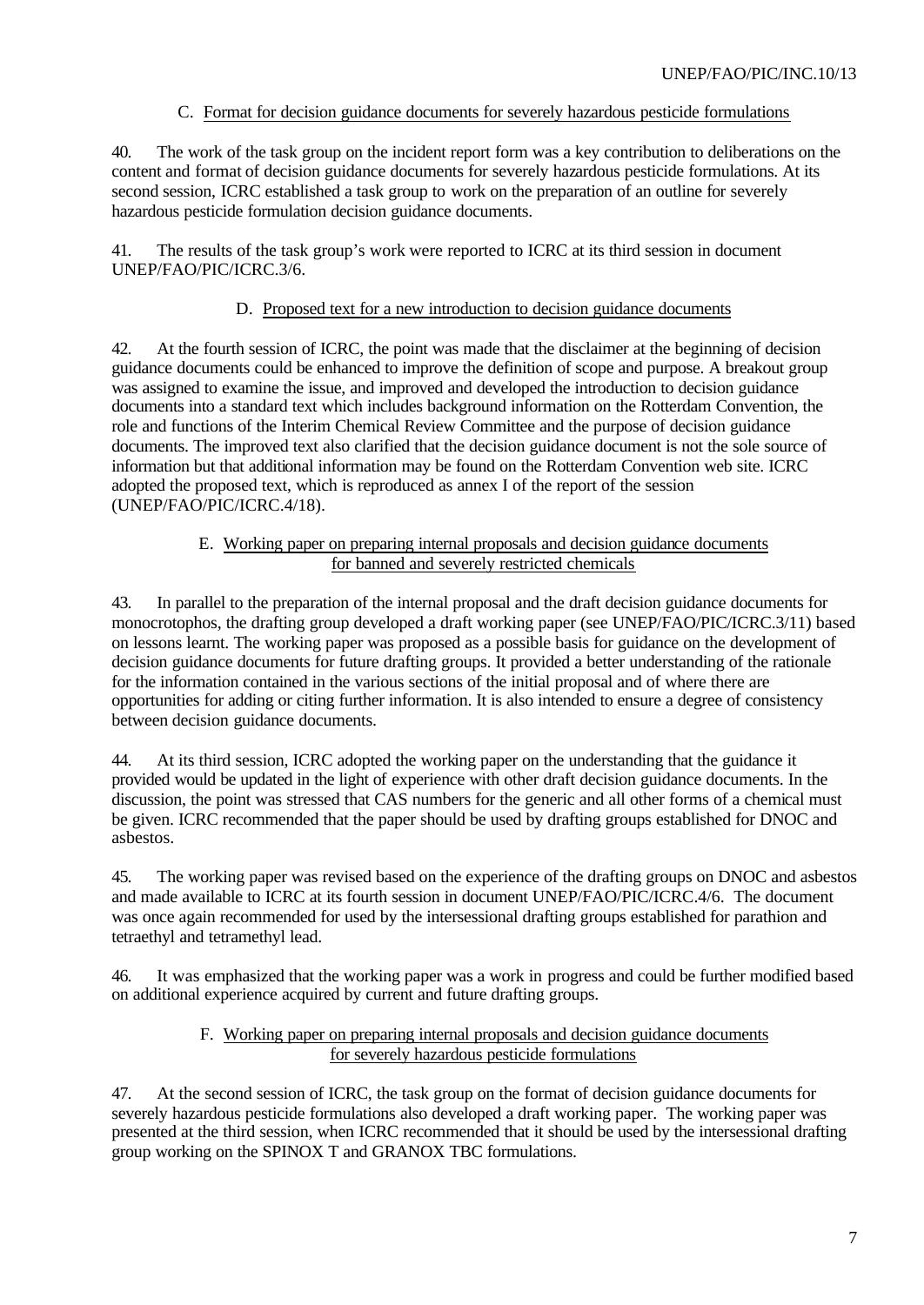### C. Format for decision guidance documents for severely hazardous pesticide formulations

40. The work of the task group on the incident report form was a key contribution to deliberations on the content and format of decision guidance documents for severely hazardous pesticide formulations. At its second session, ICRC established a task group to work on the preparation of an outline for severely hazardous pesticide formulation decision guidance documents.

41. The results of the task group's work were reported to ICRC at its third session in document UNEP/FAO/PIC/ICRC.3/6.

### D. Proposed text for a new introduction to decision guidance documents

42. At the fourth session of ICRC, the point was made that the disclaimer at the beginning of decision guidance documents could be enhanced to improve the definition of scope and purpose. A breakout group was assigned to examine the issue, and improved and developed the introduction to decision guidance documents into a standard text which includes background information on the Rotterdam Convention, the role and functions of the Interim Chemical Review Committee and the purpose of decision guidance documents. The improved text also clarified that the decision guidance document is not the sole source of information but that additional information may be found on the Rotterdam Convention web site. ICRC adopted the proposed text, which is reproduced as annex I of the report of the session (UNEP/FAO/PIC/ICRC.4/18).

### E. Working paper on preparing internal proposals and decision guidance documents for banned and severely restricted chemicals

43. In parallel to the preparation of the internal proposal and the draft decision guidance documents for monocrotophos, the drafting group developed a draft working paper (see UNEP/FAO/PIC/ICRC.3/11) based on lessons learnt. The working paper was proposed as a possible basis for guidance on the development of decision guidance documents for future drafting groups. It provided a better understanding of the rationale for the information contained in the various sections of the initial proposal and of where there are opportunities for adding or citing further information. It is also intended to ensure a degree of consistency between decision guidance documents.

44. At its third session, ICRC adopted the working paper on the understanding that the guidance it provided would be updated in the light of experience with other draft decision guidance documents. In the discussion, the point was stressed that CAS numbers for the generic and all other forms of a chemical must be given. ICRC recommended that the paper should be used by drafting groups established for DNOC and asbestos.

45. The working paper was revised based on the experience of the drafting groups on DNOC and asbestos and made available to ICRC at its fourth session in document UNEP/FAO/PIC/ICRC.4/6. The document was once again recommended for used by the intersessional drafting groups established for parathion and tetraethyl and tetramethyl lead.

46. It was emphasized that the working paper was a work in progress and could be further modified based on additional experience acquired by current and future drafting groups.

### F. Working paper on preparing internal proposals and decision guidance documents for severely hazardous pesticide formulations

47. At the second session of ICRC, the task group on the format of decision guidance documents for severely hazardous pesticide formulations also developed a draft working paper. The working paper was presented at the third session, when ICRC recommended that it should be used by the intersessional drafting group working on the SPINOX T and GRANOX TBC formulations.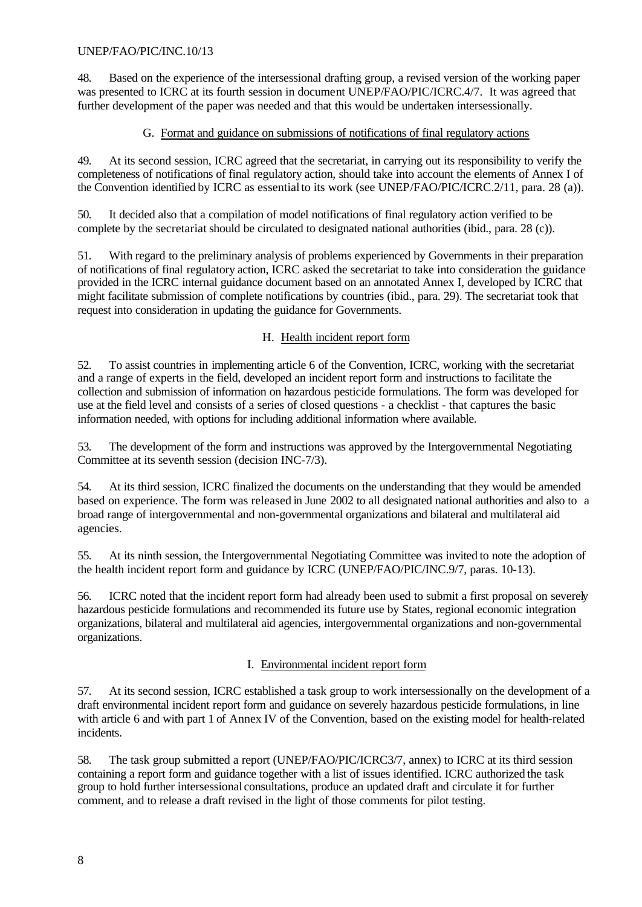48. Based on the experience of the intersessional drafting group, a revised version of the working paper was presented to ICRC at its fourth session in document UNEP/FAO/PIC/ICRC.4/7. It was agreed that further development of the paper was needed and that this would be undertaken intersessionally.

### G. Format and guidance on submissions of notifications of final regulatory actions

49. At its second session, ICRC agreed that the secretariat, in carrying out its responsibility to verify the completeness of notifications of final regulatory action, should take into account the elements of Annex I of the Convention identified by ICRC as essential to its work (see UNEP/FAO/PIC/ICRC.2/11, para. 28 (a)).

50. It decided also that a compilation of model notifications of final regulatory action verified to be complete by the secretariat should be circulated to designated national authorities (ibid., para. 28 (c)).

51. With regard to the preliminary analysis of problems experienced by Governments in their preparation of notifications of final regulatory action, ICRC asked the secretariat to take into consideration the guidance provided in the ICRC internal guidance document based on an annotated Annex I, developed by ICRC that might facilitate submission of complete notifications by countries (ibid., para. 29). The secretariat took that request into consideration in updating the guidance for Governments.

### H. Health incident report form

52. To assist countries in implementing article 6 of the Convention, ICRC, working with the secretariat and a range of experts in the field, developed an incident report form and instructions to facilitate the collection and submission of information on hazardous pesticide formulations. The form was developed for use at the field level and consists of a series of closed questions - a checklist - that captures the basic information needed, with options for including additional information where available.

53. The development of the form and instructions was approved by the Intergovernmental Negotiating Committee at its seventh session (decision INC-7/3).

54. At its third session, ICRC finalized the documents on the understanding that they would be amended based on experience. The form was released in June 2002 to all designated national authorities and also to a broad range of intergovernmental and non-governmental organizations and bilateral and multilateral aid agencies.

55. At its ninth session, the Intergovernmental Negotiating Committee was invited to note the adoption of the health incident report form and guidance by ICRC (UNEP/FAO/PIC/INC.9/7, paras. 10-13).

56. ICRC noted that the incident report form had already been used to submit a first proposal on severely hazardous pesticide formulations and recommended its future use by States, regional economic integration organizations, bilateral and multilateral aid agencies, intergovernmental organizations and non-governmental organizations.

### I. Environmental incident report form

57. At its second session, ICRC established a task group to work intersessionally on the development of a draft environmental incident report form and guidance on severely hazardous pesticide formulations, in line with article 6 and with part 1 of Annex IV of the Convention, based on the existing model for health-related incidents.

58. The task group submitted a report (UNEP/FAO/PIC/ICRC3/7, annex) to ICRC at its third session containing a report form and guidance together with a list of issues identified. ICRC authorized the task group to hold further intersessional consultations, produce an updated draft and circulate it for further comment, and to release a draft revised in the light of those comments for pilot testing.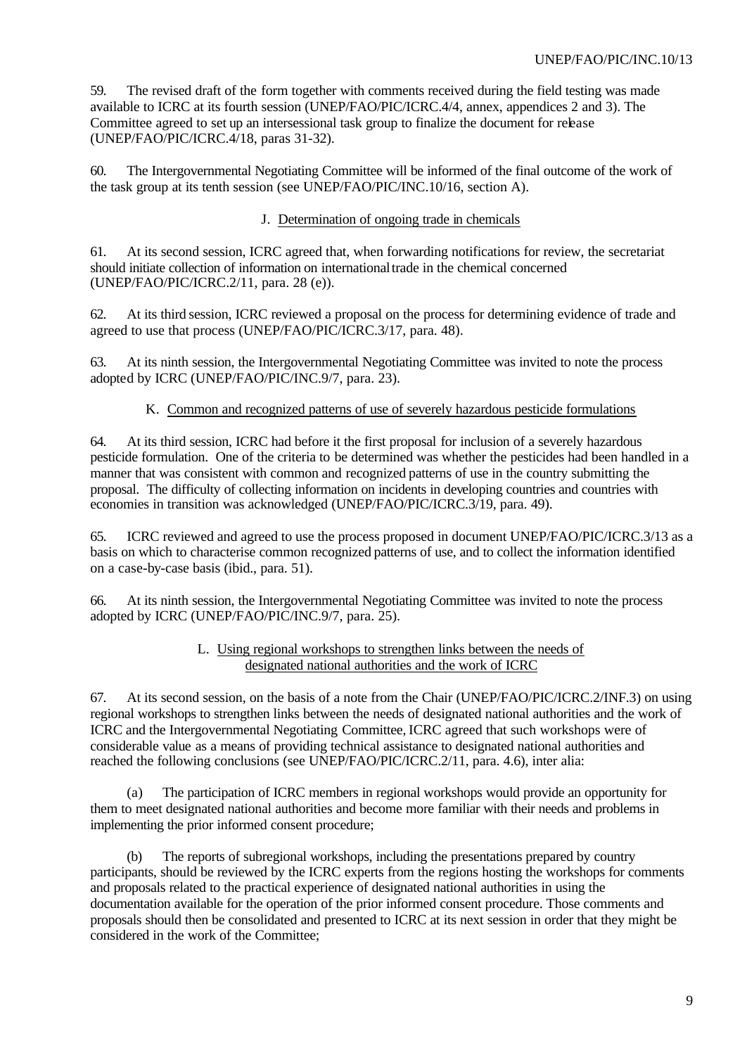59. The revised draft of the form together with comments received during the field testing was made available to ICRC at its fourth session (UNEP/FAO/PIC/ICRC.4/4, annex, appendices 2 and 3). The Committee agreed to set up an intersessional task group to finalize the document for release (UNEP/FAO/PIC/ICRC.4/18, paras 31-32).

60. The Intergovernmental Negotiating Committee will be informed of the final outcome of the work of the task group at its tenth session (see UNEP/FAO/PIC/INC.10/16, section A).

### J. Determination of ongoing trade in chemicals

61. At its second session, ICRC agreed that, when forwarding notifications for review, the secretariat should initiate collection of information on international trade in the chemical concerned (UNEP/FAO/PIC/ICRC.2/11, para. 28 (e)).

62. At its third session, ICRC reviewed a proposal on the process for determining evidence of trade and agreed to use that process (UNEP/FAO/PIC/ICRC.3/17, para. 48).

63. At its ninth session, the Intergovernmental Negotiating Committee was invited to note the process adopted by ICRC (UNEP/FAO/PIC/INC.9/7, para. 23).

### K. Common and recognized patterns of use of severely hazardous pesticide formulations

64. At its third session, ICRC had before it the first proposal for inclusion of a severely hazardous pesticide formulation. One of the criteria to be determined was whether the pesticides had been handled in a manner that was consistent with common and recognized patterns of use in the country submitting the proposal. The difficulty of collecting information on incidents in developing countries and countries with economies in transition was acknowledged (UNEP/FAO/PIC/ICRC.3/19, para. 49).

65. ICRC reviewed and agreed to use the process proposed in document UNEP/FAO/PIC/ICRC.3/13 as a basis on which to characterise common recognized patterns of use, and to collect the information identified on a case-by-case basis (ibid., para. 51).

66. At its ninth session, the Intergovernmental Negotiating Committee was invited to note the process adopted by ICRC (UNEP/FAO/PIC/INC.9/7, para. 25).

### L. Using regional workshops to strengthen links between the needs of designated national authorities and the work of ICRC

67. At its second session, on the basis of a note from the Chair (UNEP/FAO/PIC/ICRC.2/INF.3) on using regional workshops to strengthen links between the needs of designated national authorities and the work of ICRC and the Intergovernmental Negotiating Committee, ICRC agreed that such workshops were of considerable value as a means of providing technical assistance to designated national authorities and reached the following conclusions (see UNEP/FAO/PIC/ICRC.2/11, para. 4.6), inter alia:

(a) The participation of ICRC members in regional workshops would provide an opportunity for them to meet designated national authorities and become more familiar with their needs and problems in implementing the prior informed consent procedure;

(b) The reports of subregional workshops, including the presentations prepared by country participants, should be reviewed by the ICRC experts from the regions hosting the workshops for comments and proposals related to the practical experience of designated national authorities in using the documentation available for the operation of the prior informed consent procedure. Those comments and proposals should then be consolidated and presented to ICRC at its next session in order that they might be considered in the work of the Committee;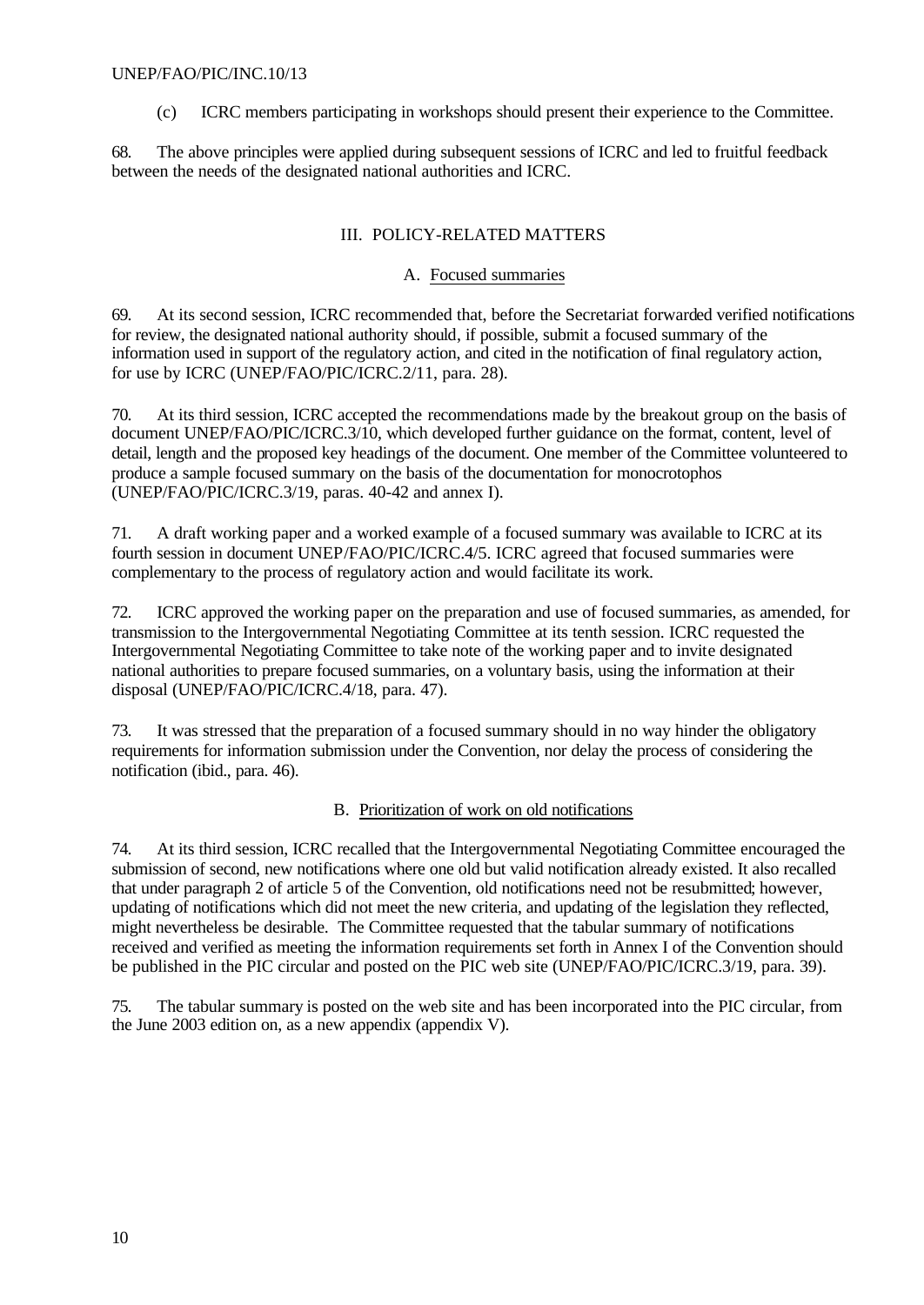(c) ICRC members participating in workshops should present their experience to the Committee.

68. The above principles were applied during subsequent sessions of ICRC and led to fruitful feedback between the needs of the designated national authorities and ICRC.

## III. POLICY-RELATED MATTERS

### A. Focused summaries

69. At its second session, ICRC recommended that, before the Secretariat forwarded verified notifications for review, the designated national authority should, if possible, submit a focused summary of the information used in support of the regulatory action, and cited in the notification of final regulatory action, for use by ICRC (UNEP/FAO/PIC/ICRC.2/11, para. 28).

70. At its third session, ICRC accepted the recommendations made by the breakout group on the basis of document UNEP/FAO/PIC/ICRC.3/10, which developed further guidance on the format, content, level of detail, length and the proposed key headings of the document. One member of the Committee volunteered to produce a sample focused summary on the basis of the documentation for monocrotophos (UNEP/FAO/PIC/ICRC.3/19, paras. 40-42 and annex I).

71. A draft working paper and a worked example of a focused summary was available to ICRC at its fourth session in document UNEP/FAO/PIC/ICRC.4/5. ICRC agreed that focused summaries were complementary to the process of regulatory action and would facilitate its work.

72. ICRC approved the working paper on the preparation and use of focused summaries, as amended, for transmission to the Intergovernmental Negotiating Committee at its tenth session. ICRC requested the Intergovernmental Negotiating Committee to take note of the working paper and to invite designated national authorities to prepare focused summaries, on a voluntary basis, using the information at their disposal (UNEP/FAO/PIC/ICRC.4/18, para. 47).

73. It was stressed that the preparation of a focused summary should in no way hinder the obligatory requirements for information submission under the Convention, nor delay the process of considering the notification (ibid., para. 46).

### B. Prioritization of work on old notifications

74. At its third session, ICRC recalled that the Intergovernmental Negotiating Committee encouraged the submission of second, new notifications where one old but valid notification already existed. It also recalled that under paragraph 2 of article 5 of the Convention, old notifications need not be resubmitted; however, updating of notifications which did not meet the new criteria, and updating of the legislation they reflected, might nevertheless be desirable. The Committee requested that the tabular summary of notifications received and verified as meeting the information requirements set forth in Annex I of the Convention should be published in the PIC circular and posted on the PIC web site (UNEP/FAO/PIC/ICRC.3/19, para. 39).

75. The tabular summary is posted on the web site and has been incorporated into the PIC circular, from the June 2003 edition on, as a new appendix (appendix V).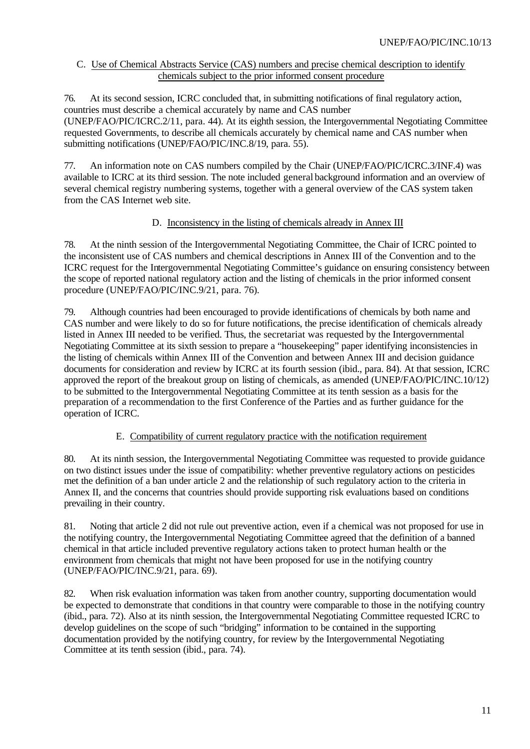### C. Use of Chemical Abstracts Service (CAS) numbers and precise chemical description to identify chemicals subject to the prior informed consent procedure

76. At its second session, ICRC concluded that, in submitting notifications of final regulatory action, countries must describe a chemical accurately by name and CAS number (UNEP/FAO/PIC/ICRC.2/11, para. 44). At its eighth session, the Intergovernmental Negotiating Committee requested Governments, to describe all chemicals accurately by chemical name and CAS number when submitting notifications (UNEP/FAO/PIC/INC.8/19, para. 55).

77. An information note on CAS numbers compiled by the Chair (UNEP/FAO/PIC/ICRC.3/INF.4) was available to ICRC at its third session. The note included general background information and an overview of several chemical registry numbering systems, together with a general overview of the CAS system taken from the CAS Internet web site.

### D. Inconsistency in the listing of chemicals already in Annex III

78. At the ninth session of the Intergovernmental Negotiating Committee, the Chair of ICRC pointed to the inconsistent use of CAS numbers and chemical descriptions in Annex III of the Convention and to the ICRC request for the Intergovernmental Negotiating Committee's guidance on ensuring consistency between the scope of reported national regulatory action and the listing of chemicals in the prior informed consent procedure (UNEP/FAO/PIC/INC.9/21, para. 76).

79. Although countries had been encouraged to provide identifications of chemicals by both name and CAS number and were likely to do so for future notifications, the precise identification of chemicals already listed in Annex III needed to be verified. Thus, the secretariat was requested by the Intergovernmental Negotiating Committee at its sixth session to prepare a "housekeeping" paper identifying inconsistencies in the listing of chemicals within Annex III of the Convention and between Annex III and decision guidance documents for consideration and review by ICRC at its fourth session (ibid., para. 84). At that session, ICRC approved the report of the breakout group on listing of chemicals, as amended (UNEP/FAO/PIC/INC.10/12) to be submitted to the Intergovernmental Negotiating Committee at its tenth session as a basis for the preparation of a recommendation to the first Conference of the Parties and as further guidance for the operation of ICRC.

### E. Compatibility of current regulatory practice with the notification requirement

80. At its ninth session, the Intergovernmental Negotiating Committee was requested to provide guidance on two distinct issues under the issue of compatibility: whether preventive regulatory actions on pesticides met the definition of a ban under article 2 and the relationship of such regulatory action to the criteria in Annex II, and the concerns that countries should provide supporting risk evaluations based on conditions prevailing in their country.

81. Noting that article 2 did not rule out preventive action, even if a chemical was not proposed for use in the notifying country, the Intergovernmental Negotiating Committee agreed that the definition of a banned chemical in that article included preventive regulatory actions taken to protect human health or the environment from chemicals that might not have been proposed for use in the notifying country (UNEP/FAO/PIC/INC.9/21, para. 69).

82. When risk evaluation information was taken from another country, supporting documentation would be expected to demonstrate that conditions in that country were comparable to those in the notifying country (ibid., para. 72). Also at its ninth session, the Intergovernmental Negotiating Committee requested ICRC to develop guidelines on the scope of such "bridging" information to be contained in the supporting documentation provided by the notifying country, for review by the Intergovernmental Negotiating Committee at its tenth session (ibid., para. 74).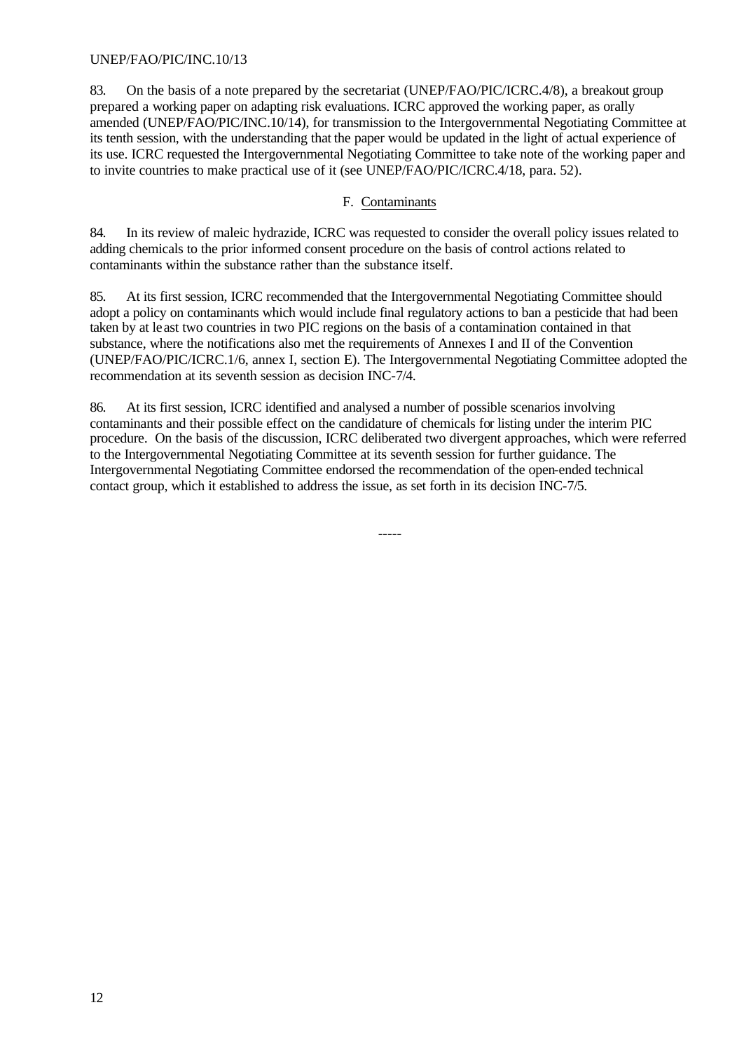83. On the basis of a note prepared by the secretariat (UNEP/FAO/PIC/ICRC.4/8), a breakout group prepared a working paper on adapting risk evaluations. ICRC approved the working paper, as orally amended (UNEP/FAO/PIC/INC.10/14), for transmission to the Intergovernmental Negotiating Committee at its tenth session, with the understanding that the paper would be updated in the light of actual experience of its use. ICRC requested the Intergovernmental Negotiating Committee to take note of the working paper and to invite countries to make practical use of it (see UNEP/FAO/PIC/ICRC.4/18, para. 52).

### F. Contaminants

84. In its review of maleic hydrazide, ICRC was requested to consider the overall policy issues related to adding chemicals to the prior informed consent procedure on the basis of control actions related to contaminants within the substance rather than the substance itself.

85. At its first session, ICRC recommended that the Intergovernmental Negotiating Committee should adopt a policy on contaminants which would include final regulatory actions to ban a pesticide that had been taken by at least two countries in two PIC regions on the basis of a contamination contained in that substance, where the notifications also met the requirements of Annexes I and II of the Convention (UNEP/FAO/PIC/ICRC.1/6, annex I, section E). The Intergovernmental Negotiating Committee adopted the recommendation at its seventh session as decision INC-7/4.

86. At its first session, ICRC identified and analysed a number of possible scenarios involving contaminants and their possible effect on the candidature of chemicals for listing under the interim PIC procedure. On the basis of the discussion, ICRC deliberated two divergent approaches, which were referred to the Intergovernmental Negotiating Committee at its seventh session for further guidance. The Intergovernmental Negotiating Committee endorsed the recommendation of the open-ended technical contact group, which it established to address the issue, as set forth in its decision INC-7/5.

-----